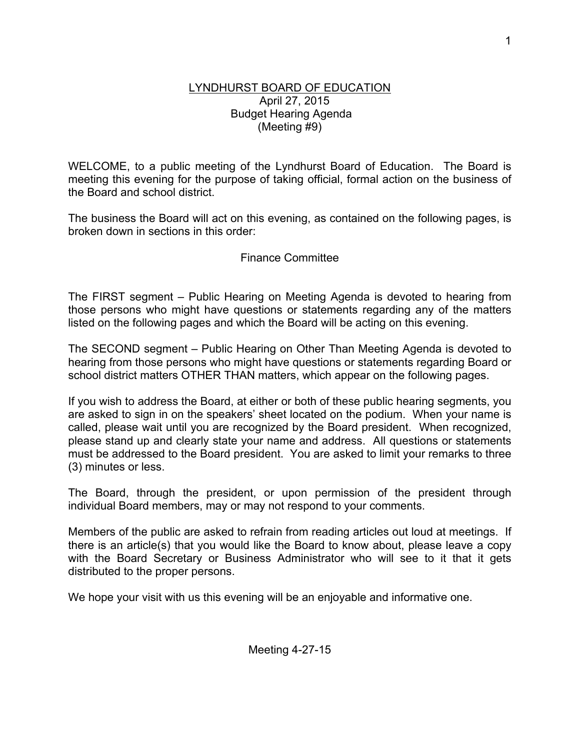# LYNDHURST BOARD OF EDUCATION

April 27, 2015
Budget Hearing Agenda
(Meeting #9)

WELCOME, to a public meeting of the Lyndhurst Board of Education. The Board is meeting this evening for the purpose of taking official, formal action on the business of the Board and school district.

The business the Board will act on this evening, as contained on the following pages, is broken down in sections in this order:

Finance Committee

The FIRST segment – Public Hearing on Meeting Agenda is devoted to hearing from those persons who might have questions or statements regarding any of the matters listed on the following pages and which the Board will be acting on this evening.

The SECOND segment – Public Hearing on Other Than Meeting Agenda is devoted to hearing from those persons who might have questions or statements regarding Board or school district matters OTHER THAN matters, which appear on the following pages.

If you wish to address the Board, at either or both of these public hearing segments, you are asked to sign in on the speakers' sheet located on the podium. When your name is called, please wait until you are recognized by the Board president. When recognized, please stand up and clearly state your name and address. All questions or statements must be addressed to the Board president. You are asked to limit your remarks to three (3) minutes or less.

The Board, through the president, or upon permission of the president through individual Board members, may or may not respond to your comments.

Members of the public are asked to refrain from reading articles out loud at meetings. If there is an article(s) that you would like the Board to know about, please leave a copy with the Board Secretary or Business Administrator who will see to it that it gets distributed to the proper persons.

We hope your visit with us this evening will be an enjoyable and informative one.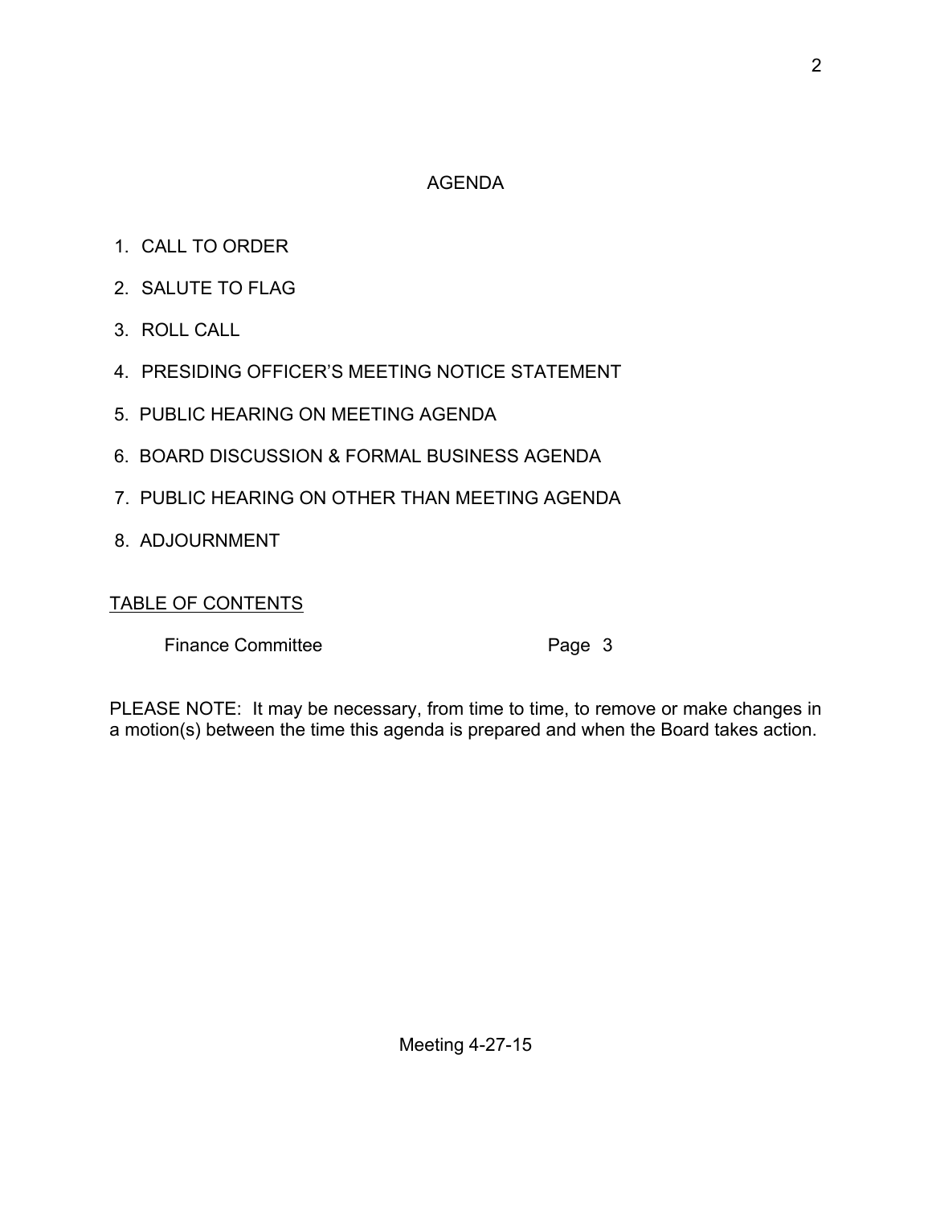# AGENDA

1. CALL TO ORDER
2. SALUTE TO FLAG
3. ROLL CALL
4. PRESIDING OFFICER'S MEETING NOTICE STATEMENT
5. PUBLIC HEARING ON MEETING AGENDA
6. BOARD DISCUSSION & FORMAL BUSINESS AGENDA
7. PUBLIC HEARING ON OTHER THAN MEETING AGENDA
8. ADJOURNMENT

TABLE OF CONTENTS

| | |
|---|---|
| Finance Committee | Page 3 |

PLEASE NOTE: It may be necessary, from time to time, to remove or make changes in a motion(s) between the time this agenda is prepared and when the Board takes action.

Meeting 4-27-15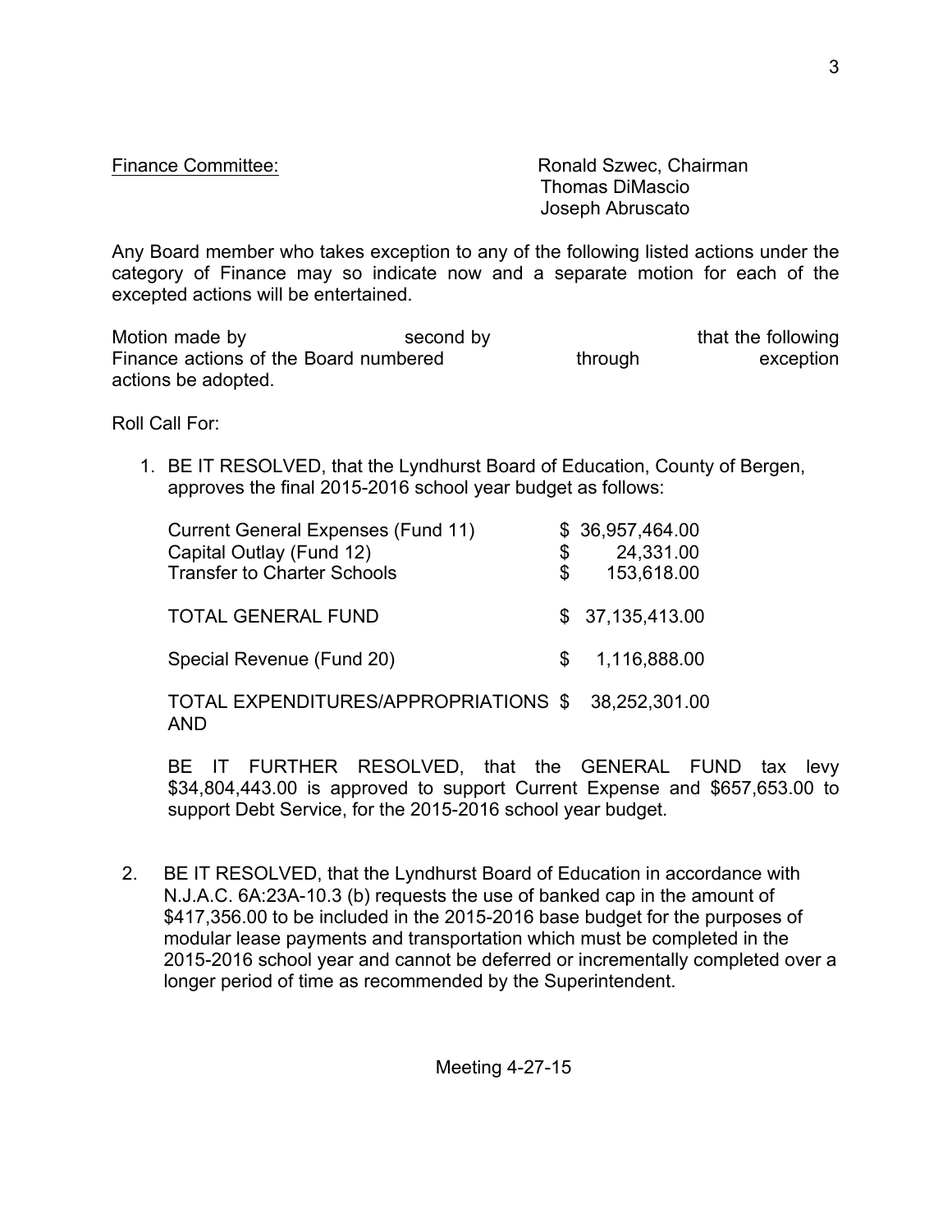Finance Committee: Ronald Szwec, Chairman
Thomas DiMascio
Joseph Abruscato

Any Board member who takes exception to any of the following listed actions under the category of Finance may so indicate now and a separate motion for each of the excepted actions will be entertained.

Motion made by second by that the following Finance actions of the Board numbered through exception actions be adopted.

Roll Call For:

1. BE IT RESOLVED, that the Lyndhurst Board of Education, County of Bergen, approves the final 2015-2016 school year budget as follows:

| | |
|---|---|
| Current General Expenses (Fund 11) | $ 36,957,464.00 |
| Capital Outlay (Fund 12) | $ 24,331.00 |
| Transfer to Charter Schools | $ 153,618.00 |
| TOTAL GENERAL FUND | $ 37,135,413.00 |
| Special Revenue (Fund 20) | $ 1,116,888.00 |
| TOTAL EXPENDITURES/APPROPRIATIONS | $ 38,252,301.00 |

AND

BE IT FURTHER RESOLVED, that the GENERAL FUND tax levy $34,804,443.00 is approved to support Current Expense and $657,653.00 to support Debt Service, for the 2015-2016 school year budget.

2. BE IT RESOLVED, that the Lyndhurst Board of Education in accordance with N.J.A.C. 6A:23A-10.3 (b) requests the use of banked cap in the amount of $417,356.00 to be included in the 2015-2016 base budget for the purposes of modular lease payments and transportation which must be completed in the 2015-2016 school year and cannot be deferred or incrementally completed over a longer period of time as recommended by the Superintendent.

Meeting 4-27-15